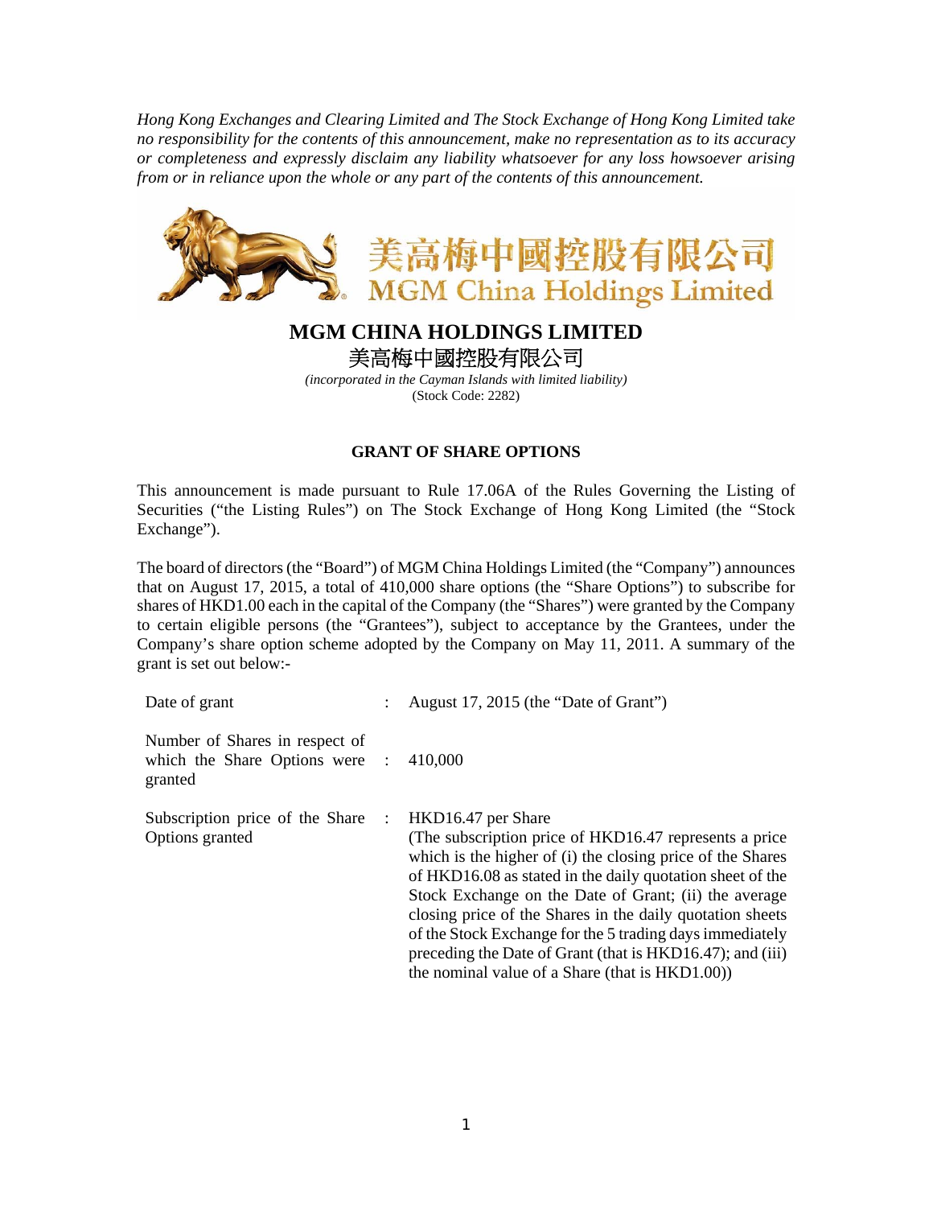*Hong Kong Exchanges and Clearing Limited and The Stock Exchange of Hong Kong Limited take no responsibility for the contents of this announcement, make no representation as to its accuracy or completeness and expressly disclaim any liability whatsoever for any loss howsoever arising from or in reliance upon the whole or any part of the contents of this announcement.*

美高梅中國控股有限公司
MGM China Holdings Limited

# MGM CHINA HOLDINGS LIMITED
# 美高梅中國控股有限公司

*(incorporated in the Cayman Islands with limited liability)*
(Stock Code: 2282)

## GRANT OF SHARE OPTIONS

This announcement is made pursuant to Rule 17.06A of the Rules Governing the Listing of Securities ("the Listing Rules") on The Stock Exchange of Hong Kong Limited (the "Stock Exchange").

The board of directors (the "Board") of MGM China Holdings Limited (the "Company") announces that on August 17, 2015, a total of 410,000 share options (the "Share Options") to subscribe for shares of HKD1.00 each in the capital of the Company (the "Shares") were granted by the Company to certain eligible persons (the "Grantees"), subject to acceptance by the Grantees, under the Company's share option scheme adopted by the Company on May 11, 2011. A summary of the grant is set out below:-

| | | |
|---|---|---|
| Date of grant | : | August 17, 2015 (the "Date of Grant") |
| Number of Shares in respect of which the Share Options were granted | : | 410,000 |
| Subscription price of the Share Options granted | : | HKD16.47 per Share (The subscription price of HKD16.47 represents a price which is the higher of (i) the closing price of the Shares of HKD16.08 as stated in the daily quotation sheet of the Stock Exchange on the Date of Grant; (ii) the average closing price of the Shares in the daily quotation sheets of the Stock Exchange for the 5 trading days immediately preceding the Date of Grant (that is HKD16.47); and (iii) the nominal value of a Share (that is HKD1.00)) |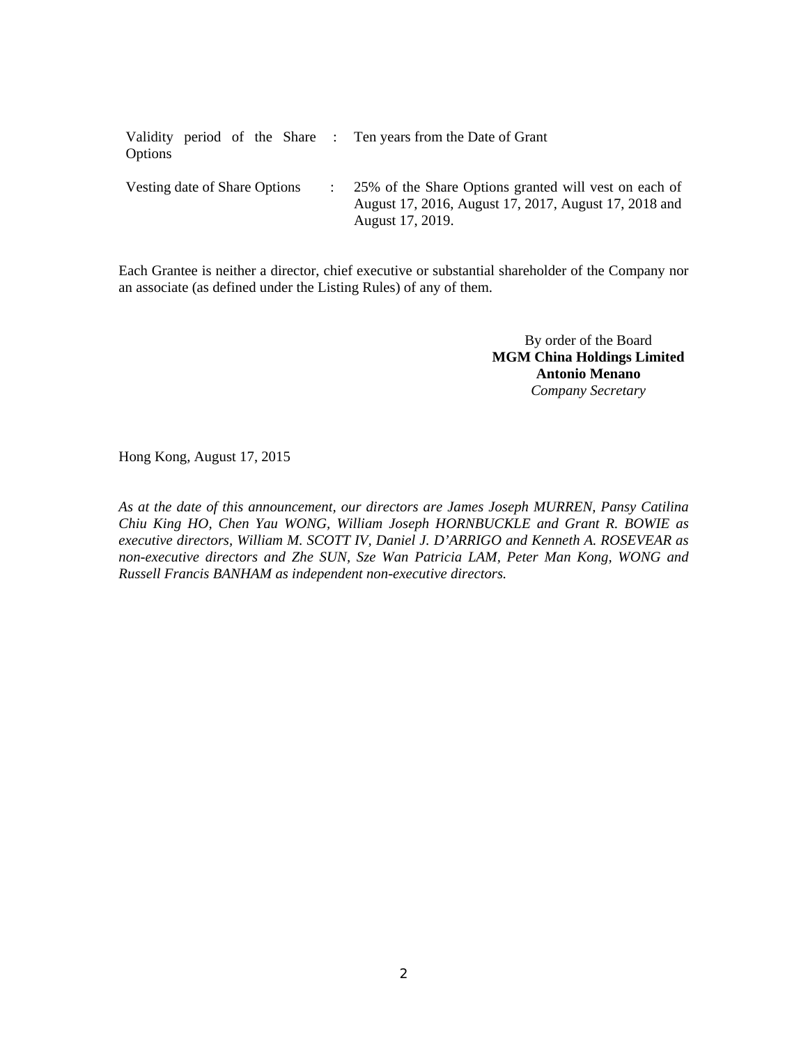| | | |
|---|---|---|
| Validity period of the Share Options | : | Ten years from the Date of Grant |
| Vesting date of Share Options | : | 25% of the Share Options granted will vest on each of August 17, 2016, August 17, 2017, August 17, 2018 and August 17, 2019. |

Each Grantee is neither a director, chief executive or substantial shareholder of the Company nor an associate (as defined under the Listing Rules) of any of them.

By order of the Board
**MGM China Holdings Limited**
**Antonio Menano**
*Company Secretary*

Hong Kong, August 17, 2015

*As at the date of this announcement, our directors are James Joseph MURREN, Pansy Catilina Chiu King HO, Chen Yau WONG, William Joseph HORNBUCKLE and Grant R. BOWIE as executive directors, William M. SCOTT IV, Daniel J. D'ARRIGO and Kenneth A. ROSEVEAR as non-executive directors and Zhe SUN, Sze Wan Patricia LAM, Peter Man Kong, WONG and Russell Francis BANHAM as independent non-executive directors.*